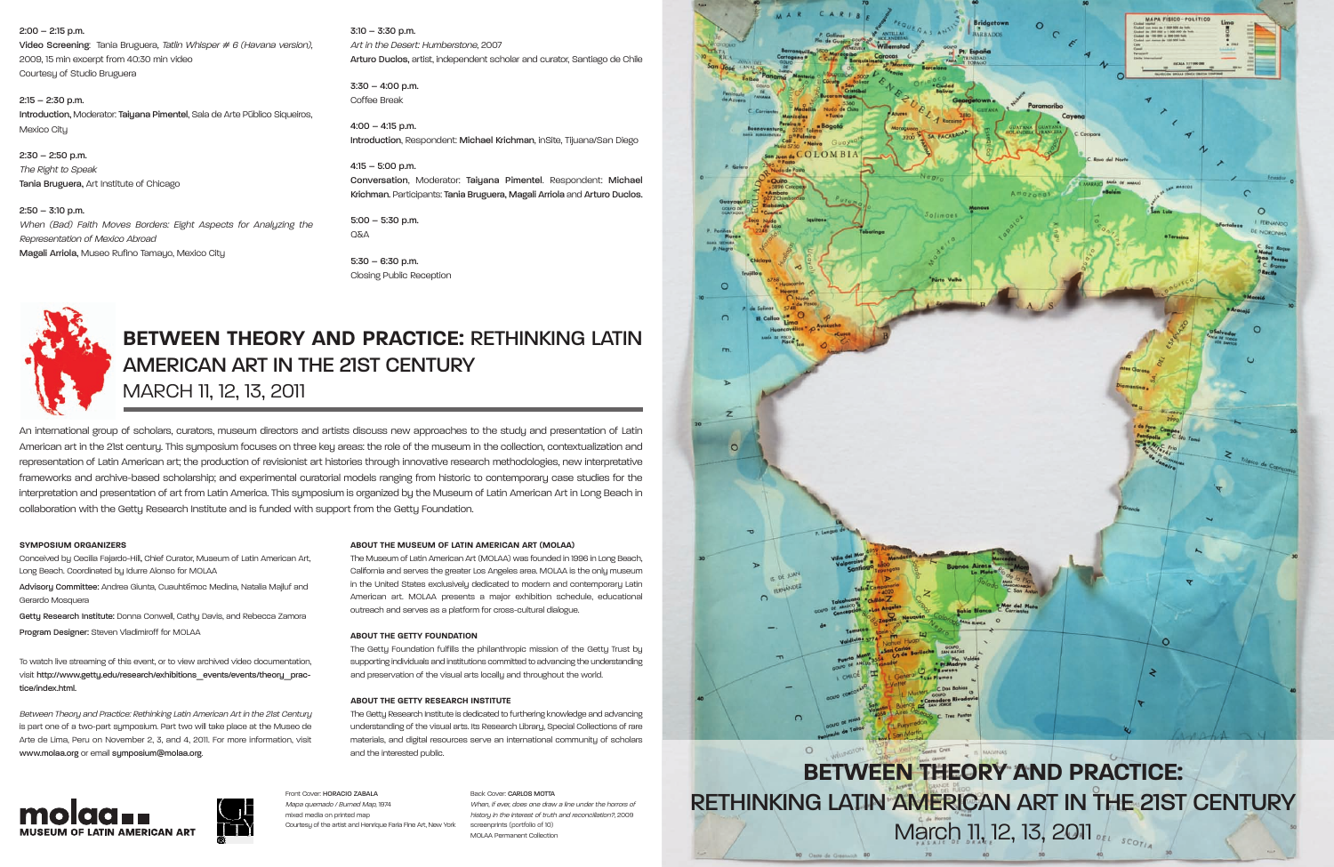2:00 – 2:15 p.m.
**Video Screening**: Tania Bruguera, *Tatlin Whisper # 6 (Havana version)*, 2009, 15 min excerpt from 40:30 min video
Courtesy of Studio Bruguera

2:15 – 2:30 p.m.
**Introduction**, Moderator: **Taiyana Pimentel**, Sala de Arte Público Siqueiros, Mexico City

2:30 – 2:50 p.m.
*The Right to Speak*
**Tania Bruguera**, Art Institute of Chicago

2:50 – 3:10 p.m.
*When (Bad) Faith Moves Borders: Eight Aspects for Analyzing the Representation of Mexico Abroad*
**Magali Arriola**, Museo Rufino Tamayo, Mexico City

3:10 – 3:30 p.m.
*Art in the Desert: Humberstone, 2007*
**Arturo Duclos**, artist, independent scholar and curator, Santiago de Chile

3:30 – 4:00 p.m.
Coffee Break

4:00 – 4:15 p.m.
**Introduction**, Respondent: **Michael Krichman**, inSite, Tijuana/San Diego

4:15 – 5:00 p.m.
**Conversation**, Moderator: **Taiyana Pimentel**. Respondent: **Michael Krichman**. Participants: **Tania Bruguera, Magali Arriola** and **Arturo Duclos.**

5:00 – 5:30 p.m.
Q&A

5:30 – 6:30 p.m.
Closing Public Reception

# BETWEEN THEORY AND PRACTICE: RETHINKING LATIN AMERICAN ART IN THE 21ST CENTURY

MARCH 11, 12, 13, 2011

An international group of scholars, curators, museum directors and artists discuss new approaches to the study and presentation of Latin American art in the 21st century. This symposium focuses on three key areas: the role of the museum in the collection, contextualization and representation of Latin American art; the production of revisionist art histories through innovative research methodologies, new interpretative frameworks and archive-based scholarship; and experimental curatorial models ranging from historic to contemporary case studies for the interpretation and presentation of art from Latin America. This symposium is organized by the Museum of Latin American Art in Long Beach in collaboration with the Getty Research Institute and is funded with support from the Getty Foundation.

**SYMPOSIUM ORGANIZERS**

Conceived by Cecilia Fajardo-Hill, Chief Curator, Museum of Latin American Art, Long Beach. Coordinated by Idurre Alonso for MOLAA

**Advisory Committee:** Andrea Giunta, Cuauhtémoc Medina, Natalia Majluf and Gerardo Mosquera

**Getty Research Institute:** Donna Conwell, Cathy Davis, and Rebecca Zamora

**Program Designer:** Steven Vladimiroff for MOLAA

To watch live streaming of this event, or to view archived video documentation, visit **http://www.getty.edu/research/exhibitions_events/events/theory_practice/index.html.**

*Between Theory and Practice: Rethinking Latin American Art in the 21st Century* is part one of a two-part symposium. Part two will take place at the Museo de Arte de Lima, Peru on November 2, 3, and 4, 2011. For more information, visit **www.molaa.org** or email **symposium@molaa.org**.

**ABOUT THE MUSEUM OF LATIN AMERICAN ART (MOLAA)**

The Museum of Latin American Art (MOLAA) was founded in 1996 in Long Beach, California and serves the greater Los Angeles area. MOLAA is the only museum in the United States exclusively dedicated to modern and contemporary Latin American art. MOLAA presents a major exhibition schedule, educational outreach and serves as a platform for cross-cultural dialogue.

**ABOUT THE GETTY FOUNDATION**

The Getty Foundation fulfills the philanthropic mission of the Getty Trust by supporting individuals and institutions committed to advancing the understanding and preservation of the visual arts locally and throughout the world.

**ABOUT THE GETTY RESEARCH INSTITUTE**

The Getty Research Institute is dedicated to furthering knowledge and advancing understanding of the visual arts. Its Research Library, Special Collections of rare materials, and digital resources serve an international community of scholars and the interested public.

molaa MUSEUM OF LATIN AMERICAN ART

Front Cover: **HORACIO ZABALA**
*Mapa quemado / Burned Map*, 1974
mixed media on printed map
Courtesy of the artist and Henrique Faria Fine Art, New York

Back Cover: **CARLOS MOTTA**
*When, if ever, does one draw a line under the horrors of history in the interest of truth and reconciliation?*, 2009
screenprints (portfolio of 10)
MOLAA Permanent Collection

# BETWEEN THEORY AND PRACTICE: RETHINKING LATIN AMERICAN ART IN THE 21ST CENTURY

March 11, 12, 13, 2011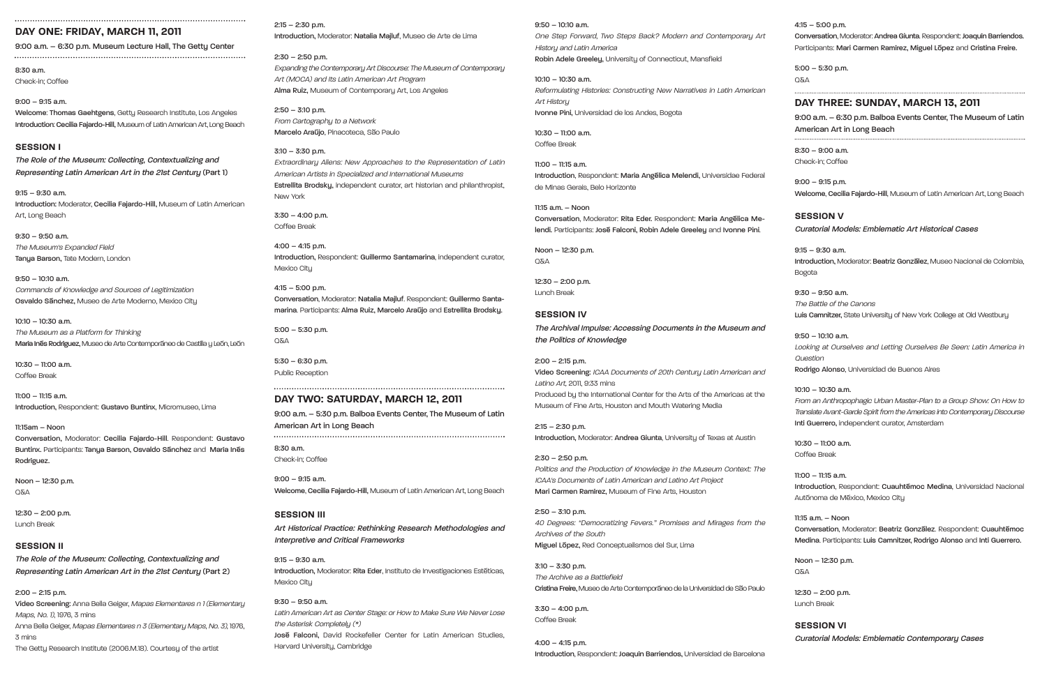## DAY ONE: FRIDAY, MARCH 11, 2011

9:00 a.m. – 6:30 p.m. Museum Lecture Hall, The Getty Center

8:30 a.m.
Check-in; Coffee

9:00 – 9:15 a.m.
**Welcome**: **Thomas Gaehtgens**, Getty Research Institute, Los Angeles
**Introduction**: **Cecilia Fajardo-Hill**, Museum of Latin American Art, Long Beach

### SESSION I

*The Role of the Museum: Collecting, Contextualizing and Representing Latin American Art in the 21st Century* (Part 1)

9:15 – 9:30 a.m.
**Introduction**: Moderator, **Cecilia Fajardo-Hill**, Museum of Latin American Art, Long Beach

9:30 – 9:50 a.m.
*The Museum's Expanded Field*
**Tanya Barson**, Tate Modern, London

9:50 – 10:10 a.m.
*Commands of Knowledge and Sources of Legitimization*
**Osvaldo Sánchez**, Museo de Arte Moderno, Mexico City

10:10 – 10:30 a.m.
*The Museum as a Platform for Thinking*
**María Inés Rodríguez**, Museo de Arte Contemporáneo de Castilla y León, León

10:30 – 11:00 a.m.
Coffee Break

11:00 – 11:15 a.m.
**Introduction**, Respondent: **Gustavo Buntinx**, Micromuseo, Lima

11:15am – Noon
**Conversation**, Moderator: **Cecilia Fajardo-Hill**. Respondent: **Gustavo Buntinx**. Participants: **Tanya Barson, Osvaldo Sánchez** and **María Inés Rodríguez**.

Noon – 12:30 p.m.
Q&A

12:30 – 2:00 p.m.
Lunch Break

### SESSION II

*The Role of the Museum: Collecting, Contextualizing and Representing Latin American Art in the 21st Century* (Part 2)

2:00 – 2:15 p.m.
**Video Screening**: Anna Bella Geiger, *Mapas Elementares n 1 (Elementary Maps, No. 1)*, 1976, 3 mins
Anna Bella Geiger, *Mapas Elementares n 3 (Elementary Maps, No. 3)*, 1976, 3 mins
The Getty Research Institute (2006.M.18). Courtesy of the artist

2:15 – 2:30 p.m.
**Introduction**, Moderator: **Natalia Majluf**, Museo de Arte de Lima

2:30 – 2:50 p.m.
*Expanding the Contemporary Art Discourse: The Museum of Contemporary Art (MOCA) and Its Latin American Art Program*
**Alma Ruiz**, Museum of Contemporary Art, Los Angeles

2:50 – 3:10 p.m.
*From Cartography to a Network*
**Marcelo Araújo**, Pinacoteca, São Paulo

3:10 – 3:30 p.m.
*Extraordinary Aliens: New Approaches to the Representation of Latin American Artists in Specialized and International Museums*
**Estrellita Brodsky**, independent curator, art historian and philanthropist, New York

3:30 – 4:00 p.m.
Coffee Break

4:00 – 4:15 p.m.
**Introduction**, Respondent: **Guillermo Santamarina**, independent curator, Mexico City

4:15 – 5:00 p.m.
**Conversation**, Moderator: **Natalia Majluf**. Respondent: **Guillermo Santamarina**. Participants: **Alma Ruiz, Marcelo Araújo** and **Estrellita Brodsky**.

5:00 – 5:30 p.m.
Q&A

5:30 – 6:30 p.m.
Public Reception

## DAY TWO: SATURDAY, MARCH 12, 2011

9:00 a.m. – 5:30 p.m. Balboa Events Center, The Museum of Latin American Art in Long Beach

8:30 a.m.
Check-in; Coffee

9:00 – 9:15 a.m.
**Welcome**, **Cecilia Fajardo-Hill**, Museum of Latin American Art, Long Beach

### SESSION III

*Art Historical Practice: Rethinking Research Methodologies and Interpretive and Critical Frameworks*

9:15 – 9:30 a.m.
**Introduction**, Moderator: **Rita Eder**, Instituto de Investigaciones Estéticas, Mexico City

9:30 – 9:50 a.m.
*Latin American Art as Center Stage: or How to Make Sure We Never Lose the Asterisk Completely (*)*
**José Falconi**, David Rockefeller Center for Latin American Studies, Harvard University, Cambridge

9:50 – 10:10 a.m.
*One Step Forward, Two Steps Back? Modern and Contemporary Art History and Latin America*
**Robin Adele Greeley**, University of Connecticut, Mansfield

10:10 – 10:30 a.m.
*Reformulating Histories: Constructing New Narratives in Latin American Art History*
**Ivonne Pini**, Universidad de los Andes, Bogota

10:30 – 11:00 a.m.
Coffee Break

11:00 – 11:15 a.m.
**Introduction**, Respondent: **Maria Angélica Melendi**, Universidae Federal de Minas Gerais, Belo Horizonte

11:15 a.m. – Noon
**Conversation**, Moderator: **Rita Eder**. Respondent: **Maria Angélica Melendi**. Participants: **José Falconi, Robin Adele Greeley** and **Ivonne Pini**.

Noon – 12:30 p.m.
Q&A

12:30 – 2:00 p.m.
Lunch Break

### SESSION IV

*The Archival Impulse: Accessing Documents in the Museum and the Politics of Knowledge*

2:00 – 2:15 p.m.
**Video Screening**: *ICAA Documents of 20th Century Latin American and Latino Art*, 2011, 9:33 mins
Produced by the International Center for the Arts of the Americas at the Museum of Fine Arts, Houston and Mouth Watering Media

2:15 – 2:30 p.m.
**Introduction**, Moderator: **Andrea Giunta**, University of Texas at Austin

2:30 – 2:50 p.m.
*Politics and the Production of Knowledge in the Museum Context: The ICAA's Documents of Latin American and Latino Art Project*
**Mari Carmen Ramírez**, Museum of Fine Arts, Houston

2:50 – 3:10 p.m.
*40 Degrees: "Democratizing Fevers." Promises and Mirages from the Archives of the South*
**Miguel López**, Red Conceptualismos del Sur, Lima

3:10 – 3:30 p.m.
*The Archive as a Battlefield*
**Cristina Freire**, Museo de Arte Contemporâneo de la Universidad de São Paulo

3:30 – 4:00 p.m.
Coffee Break

4:00 – 4:15 p.m.
**Introduction**, Respondent: **Joaquín Barriendos**, Universidad de Barcelona

4:15 – 5:00 p.m.
**Conversation**, Moderator: **Andrea Giunta**. Respondent: **Joaquín Barriendos**. Participants: **Mari Carmen Ramírez, Miguel López** and **Cristina Freire**.

5:00 – 5:30 p.m.
Q&A

## DAY THREE: SUNDAY, MARCH 13, 2011

9:00 a.m. – 6:30 p.m. Balboa Events Center, The Museum of Latin American Art in Long Beach

8:30 – 9:00 a.m.
Check-in; Coffee

9:00 – 9:15 p.m.
**Welcome**, **Cecilia Fajardo-Hill**, Museum of Latin American Art, Long Beach

### SESSION V

*Curatorial Models: Emblematic Art Historical Cases*

9:15 – 9:30 a.m.
**Introduction**, Moderator: **Beatriz González**, Museo Nacional de Colombia, Bogota

9:30 – 9:50 a.m.
*The Battle of the Canons*
**Luis Camnitzer**, State University of New York College at Old Westbury

9:50 – 10:10 a.m.
*Looking at Ourselves and Letting Ourselves Be Seen: Latin America in Question*
**Rodrigo Alonso**, Universidad de Buenos Aires

10:10 – 10:30 a.m.
*From an Anthropophagic Urban Master-Plan to a Group Show: On How to Translate Avant-Garde Spirit from the Americas into Contemporary Discourse*
**Inti Guerrero**, independent curator, Amsterdam

10:30 – 11:00 a.m.
Coffee Break

11:00 – 11:15 a.m.
**Introduction**, Respondent: **Cuauhtémoc Medina**, Universidad Nacional Autónoma de México, Mexico City

11:15 a.m. – Noon
**Conversation**, Moderator: **Beatriz González**. Respondent: **Cuauhtémoc Medina**. Participants: **Luis Camnitzer, Rodrigo Alonso** and **Inti Guerrero**.

Noon – 12:30 p.m.
Q&A

12:30 – 2:00 p.m.
Lunch Break

### SESSION VI

*Curatorial Models: Emblematic Contemporary Cases*